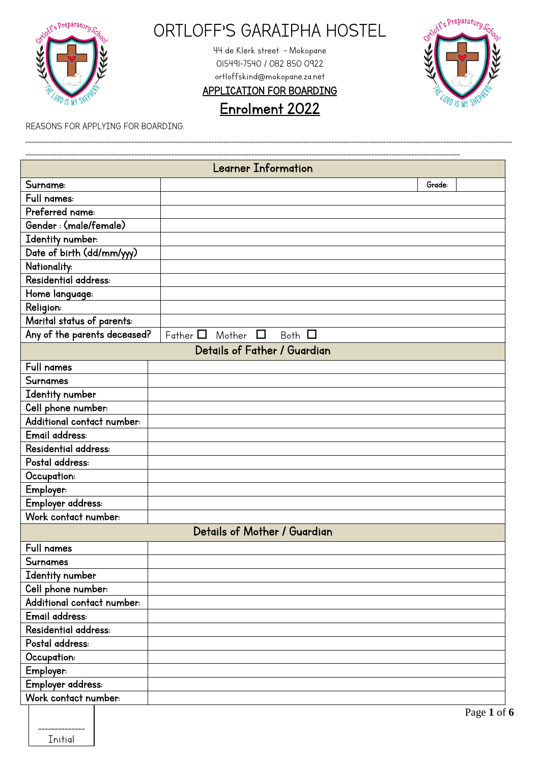# ORTLOFF'S GARAIPHA HOSTEL

44 de Klerk street - Mokopane

015491-7540 / 082 850 0922

ortloffskind@mokopane.za.net

**APPLICATION FOR BOARDING**

## Enrolment 2022

REASONS FOR APPLYING FOR BOARDING:

--------------------------------------------------------------------------------------------------------------------------------------------------------------------

--------------------------------------------------------------------------------------------------------------------------------------------------------------------

| Learner Information | | | |
|---|---|---|---|
| Surname: | | Grade: | |
| Full names: | | | |
| Preferred name: | | | |
| Gender : (male/female) | | | |
| Identity number: | | | |
| Date of birth (dd/mm/yyy) | | | |
| Nationality: | | | |
| Residential address: | | | |
| Home language: | | | |
| Religion: | | | |
| Marital status of parents: | | | |
| Any of the parents deceased? | Father ☐ Mother ☐ Both ☐ | | |

| Details of Father / Guardian | |
|---|---|
| Full names | |
| Surnames | |
| Identity number | |
| Cell phone number: | |
| Additional contact number: | |
| Email address: | |
| Residential address: | |
| Postal address: | |
| Occupation: | |
| Employer: | |
| Employer address: | |
| Work contact number: | |

| Details of Mother / Guardian | |
|---|---|
| Full names | |
| Surnames | |
| Identity number | |
| Cell phone number: | |
| Additional contact number: | |
| Email address: | |
| Residential address: | |
| Postal address: | |
| Occupation: | |
| Employer: | |
| Employer address: | |
| Work contact number: | |

--------------
Initial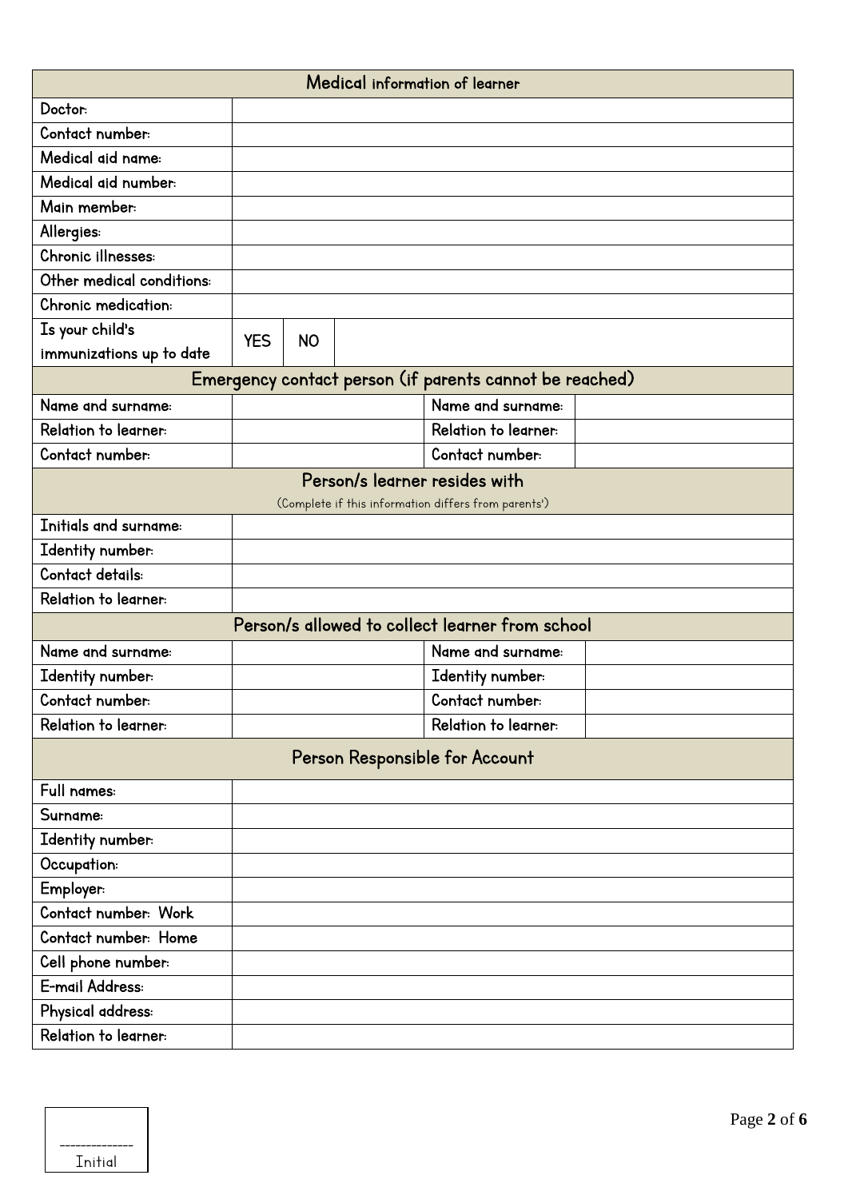| Medical information of learner | | | |
|---|---|---|---|
| Doctor: | | | |
| Contact number: | | | |
| Medical aid name: | | | |
| Medical aid number: | | | |
| Main member: | | | |
| Allergies: | | | |
| Chronic illnesses: | | | |
| Other medical conditions: | | | |
| Chronic medication: | | | |
| Is your child's immunizations up to date | YES | NO | |

| Emergency contact person (if parents cannot be reached) | | | |
|---|---|---|---|
| Name and surname: | | Name and surname: | |
| Relation to learner: | | Relation to learner: | |
| Contact number: | | Contact number: | |

| Person/s learner resides with (Complete if this information differs from parents') | |
|---|---|
| Initials and surname: | |
| Identity number: | |
| Contact details: | |
| Relation to learner: | |

| Person/s allowed to collect learner from school | | | |
|---|---|---|---|
| Name and surname: | | Name and surname: | |
| Identity number: | | Identity number: | |
| Contact number: | | Contact number: | |
| Relation to learner: | | Relation to learner: | |

| Person Responsible for Account | |
|---|---|
| Full names: | |
| Surname: | |
| Identity number: | |
| Occupation: | |
| Employer: | |
| Contact number: Work | |
| Contact number: Home | |
| Cell phone number: | |
| E-mail Address: | |
| Physical address: | |
| Relation to learner: | |

--------------
Initial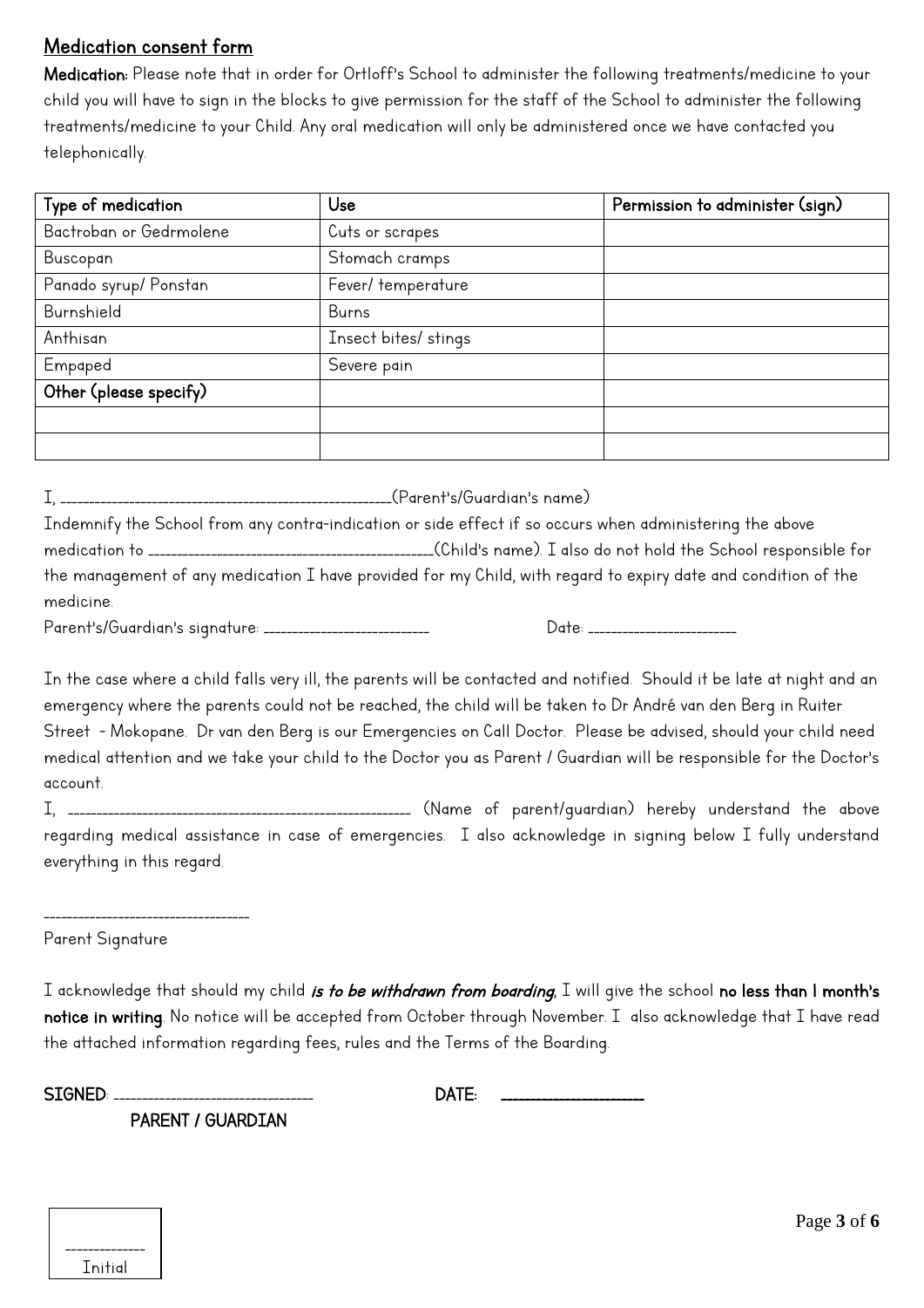## Medication consent form

**Medication:** Please note that in order for Ortloff's School to administer the following treatments/medicine to your child you will have to sign in the blocks to give permission for the staff of the School to administer the following treatments/medicine to your Child. Any oral medication will only be administered once we have contacted you telephonically.

| Type of medication | Use | Permission to administer (sign) |
|---|---|---|
| Bactroban or Gedrmolene | Cuts or scrapes | |
| Buscopan | Stomach cramps | |
| Panado syrup/ Ponstan | Fever/ temperature | |
| Burnshield | Burns | |
| Anthisan | Insect bites/ stings | |
| Empaped | Severe pain | |
| **Other (please specify)** | | |
| | | |
| | | |

I, \_\_\_\_\_\_\_\_\_\_\_\_\_\_\_\_\_\_\_\_\_\_\_\_\_\_\_\_\_\_\_\_\_\_\_\_\_\_\_\_(Parent's/Guardian's name)
Indemnify the School from any contra-indication or side effect if so occurs when administering the above medication to \_\_\_\_\_\_\_\_\_\_\_\_\_\_\_\_\_\_\_\_\_\_\_\_\_\_\_\_\_\_\_\_\_\_\_(Child's name). I also do not hold the School responsible for the management of any medication I have provided for my Child, with regard to expiry date and condition of the medicine.

Parent's/Guardian's signature: \_\_\_\_\_\_\_\_\_\_\_\_\_\_\_\_\_\_\_\_\_\_ Date: \_\_\_\_\_\_\_\_\_\_\_\_\_\_\_\_\_\_\_\_

In the case where a child falls very ill, the parents will be contacted and notified. Should it be late at night and an emergency where the parents could not be reached, the child will be taken to Dr André van den Berg in Ruiter Street - Mokopane. Dr van den Berg is our Emergencies on Call Doctor. Please be advised, should your child need medical attention and we take your child to the Doctor you as Parent / Guardian will be responsible for the Doctor's account.

I, \_\_\_\_\_\_\_\_\_\_\_\_\_\_\_\_\_\_\_\_\_\_\_\_\_\_\_\_\_\_\_\_\_\_\_\_\_\_\_\_\_\_ (Name of parent/guardian) hereby understand the above regarding medical assistance in case of emergencies. I also acknowledge in signing below I fully understand everything in this regard.

\_\_\_\_\_\_\_\_\_\_\_\_\_\_\_\_\_\_\_\_\_\_\_\_\_\_
Parent Signature

I acknowledge that should my child ***is to be withdrawn from boarding***, I will give the school **no less than 1 month's notice in writing**. No notice will be accepted from October through November. I also acknowledge that I have read the attached information regarding fees, rules and the Terms of the Boarding.

**SIGNED**: \_\_\_\_\_\_\_\_\_\_\_\_\_\_\_\_\_\_\_\_\_\_\_\_\_\_ **DATE:** \_\_\_\_\_\_\_\_\_\_\_\_\_\_\_\_\_\_\_\_
**PARENT / GUARDIAN**

\_\_\_\_\_\_\_\_\_\_
Initial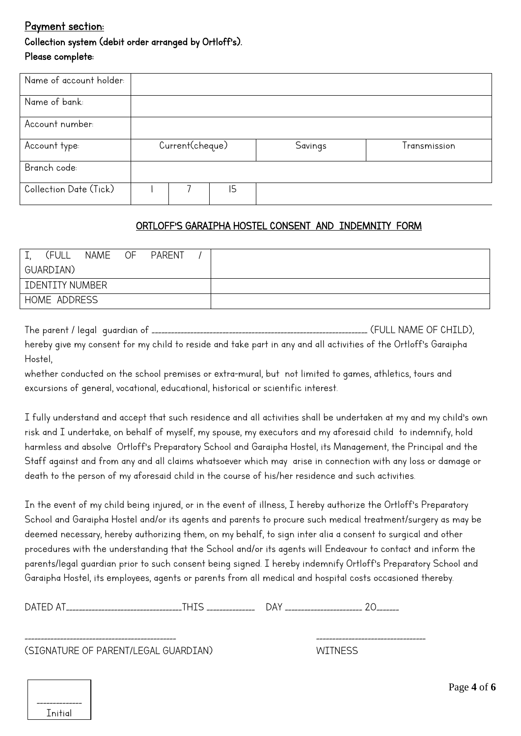## Payment section:

**Collection system (debit order arranged by Ortloff's).**

**Please complete:**

| Name of account holder: | | | | |
|---|---|---|---|---|
| Name of bank: | | | | |
| Account number: | | | | |
| Account type: | Current(cheque) | | Savings | Transmission |
| Branch code: | | | | |
| Collection Date (Tick) | 1 | 7 | 15 | |

## ORTLOFF'S GARAIPHA HOSTEL CONSENT AND INDEMNITY FORM

| I, (FULL NAME OF PARENT / GUARDIAN) | |
|---|---|
| IDENTITY NUMBER | |
| HOME ADDRESS | |

The parent / legal guardian of ______________________________________________________________ (FULL NAME OF CHILD), hereby give my consent for my child to reside and take part in any and all activities of the Ortloff's Garaipha Hostel,
whether conducted on the school premises or extra-mural, but not limited to games, athletics, tours and excursions of general, vocational, educational, historical or scientific interest.

I fully understand and accept that such residence and all activities shall be undertaken at my and my child's own risk and I undertake, on behalf of myself, my spouse, my executors and my aforesaid child to indemnify, hold harmless and absolve Ortloff's Preparatory School and Garaipha Hostel, its Management, the Principal and the Staff against and from any and all claims whatsoever which may arise in connection with any loss or damage or death to the person of my aforesaid child in the course of his/her residence and such activities.

In the event of my child being injured, or in the event of illness, I hereby authorize the Ortloff's Preparatory School and Garaipha Hostel and/or its agents and parents to procure such medical treatment/surgery as may be deemed necessary, hereby authorizing them, on my behalf, to sign inter alia a consent to surgical and other procedures with the understanding that the School and/or its agents will Endeavour to contact and inform the parents/legal guardian prior to such consent being signed. I hereby indemnify Ortloff's Preparatory School and Garaipha Hostel, its employees, agents or parents from all medical and hospital costs occasioned thereby.

DATED AT_______________________________THIS ____________ DAY ____________________ 20______

_____________________________________________
(SIGNATURE OF PARENT/LEGAL GUARDIAN)

________________________________
WITNESS

______________
Initial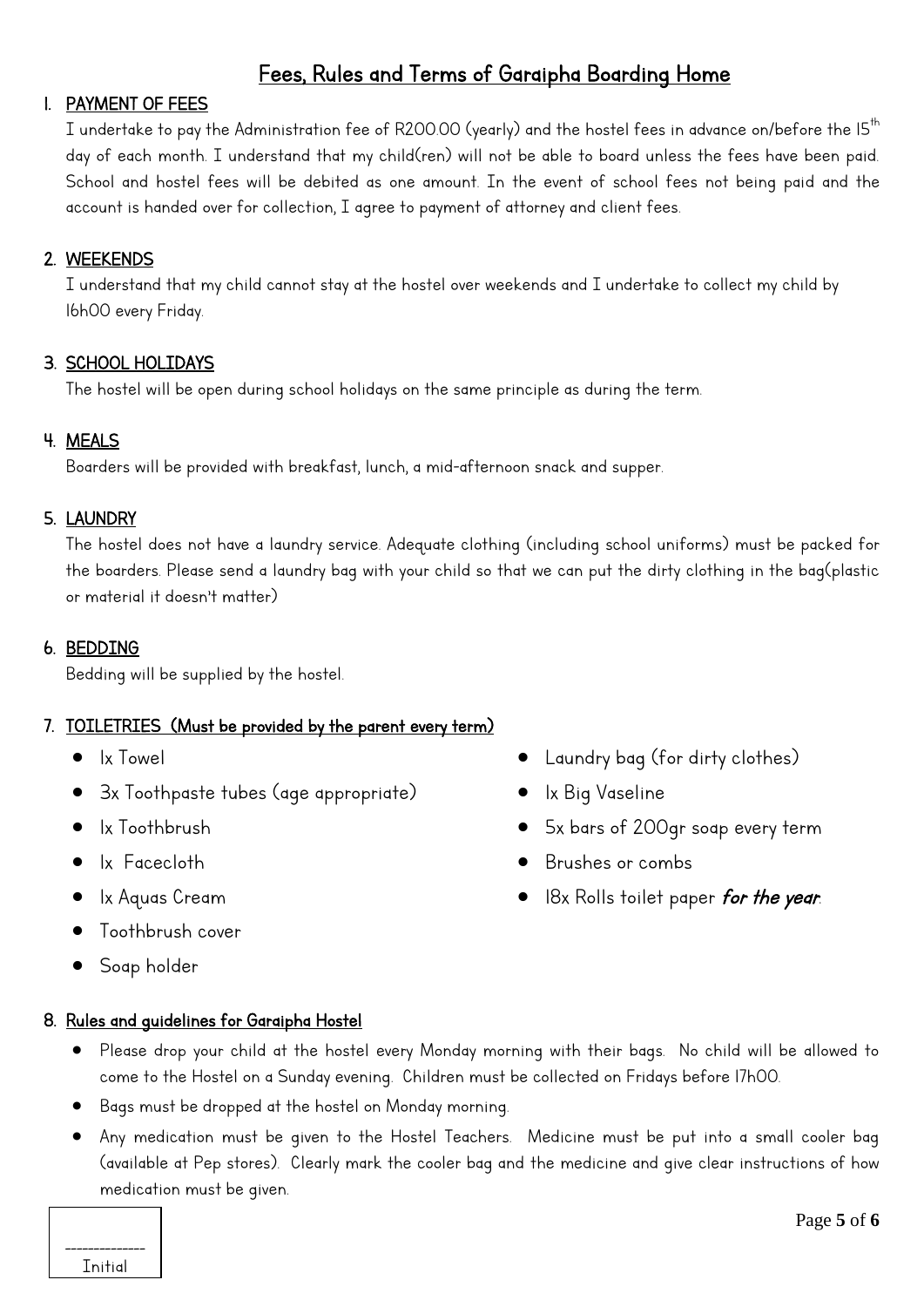# Fees, Rules and Terms of Garaipha Boarding Home

1. **PAYMENT OF FEES**

   I undertake to pay the Administration fee of R200.00 (yearly) and the hostel fees in advance on/before the 15th day of each month. I understand that my child(ren) will not be able to board unless the fees have been paid. School and hostel fees will be debited as one amount. In the event of school fees not being paid and the account is handed over for collection, I agree to payment of attorney and client fees.

2. **WEEKENDS**

   I understand that my child cannot stay at the hostel over weekends and I undertake to collect my child by 16h00 every Friday.

3. **SCHOOL HOLIDAYS**

   The hostel will be open during school holidays on the same principle as during the term.

4. **MEALS**

   Boarders will be provided with breakfast, lunch, a mid-afternoon snack and supper.

5. **LAUNDRY**

   The hostel does not have a laundry service. Adequate clothing (including school uniforms) must be packed for the boarders. Please send a laundry bag with your child so that we can put the dirty clothing in the bag(plastic or material it doesn't matter)

6. **BEDDING**

   Bedding will be supplied by the hostel.

7. **TOILETRIES (Must be provided by the parent every term)**

   - 1x Towel
   - 3x Toothpaste tubes (age appropriate)
   - 1x Toothbrush
   - 1x Facecloth
   - 1x Aquas Cream
   - Toothbrush cover
   - Soap holder
   - Laundry bag (for dirty clothes)
   - 1x Big Vaseline
   - 5x bars of 200gr soap every term
   - Brushes or combs
   - 18x Rolls toilet paper ***for the year***.

8. **Rules and guidelines for Garaipha Hostel**

   - Please drop your child at the hostel every Monday morning with their bags. No child will be allowed to come to the Hostel on a Sunday evening. Children must be collected on Fridays before 17h00.
   - Bags must be dropped at the hostel on Monday morning.
   - Any medication must be given to the Hostel Teachers. Medicine must be put into a small cooler bag (available at Pep stores). Clearly mark the cooler bag and the medicine and give clear instructions of how medication must be given.

\_\_\_\_\_\_\_\_\_\_\_\_\_\_
Initial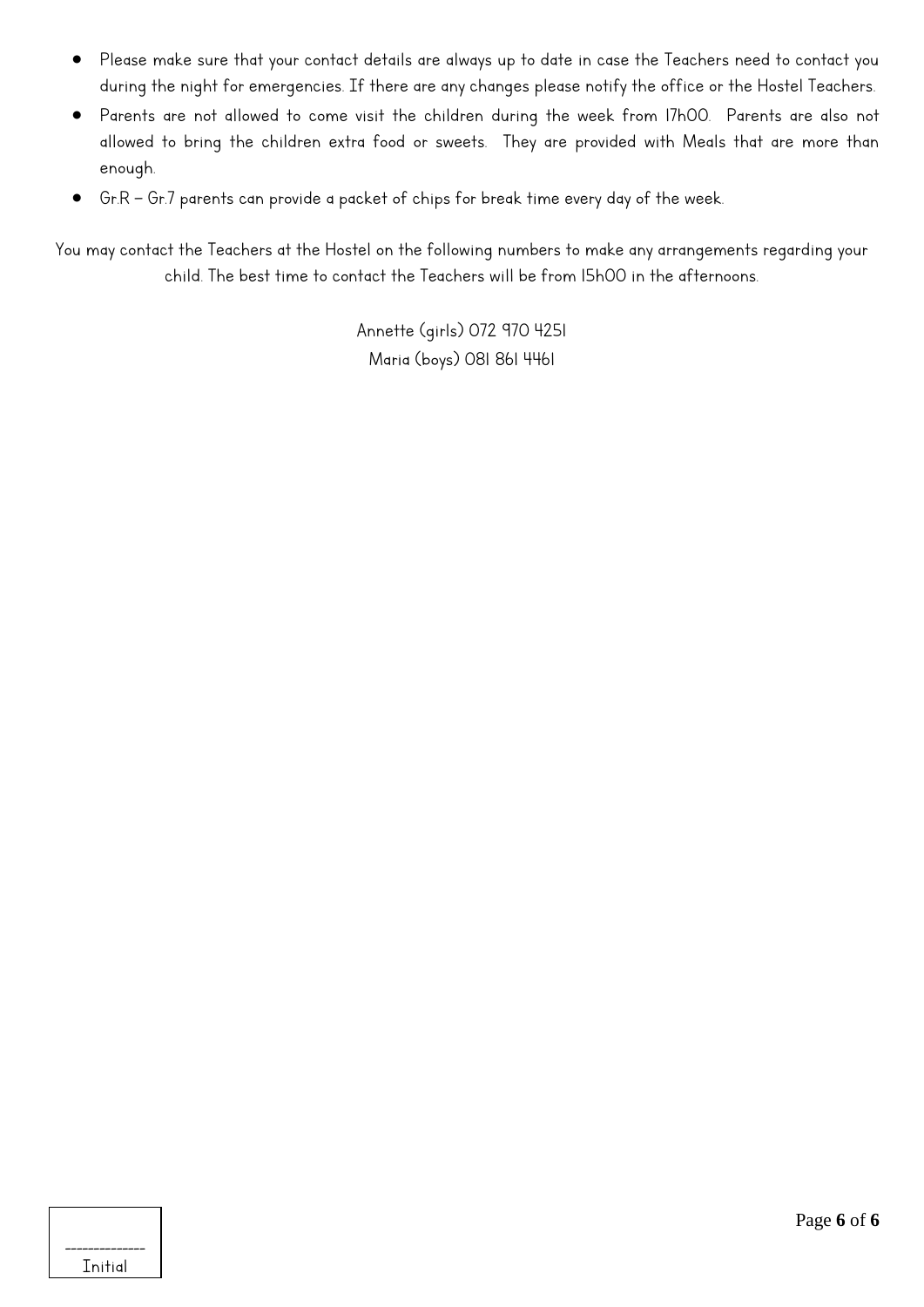- Please make sure that your contact details are always up to date in case the Teachers need to contact you during the night for emergencies. If there are any changes please notify the office or the Hostel Teachers.
- Parents are not allowed to come visit the children during the week from 17h00. Parents are also not allowed to bring the children extra food or sweets. They are provided with Meals that are more than enough.
- Gr.R – Gr.7 parents can provide a packet of chips for break time every day of the week.

You may contact the Teachers at the Hostel on the following numbers to make any arrangements regarding your child. The best time to contact the Teachers will be from 15h00 in the afternoons.

Annette (girls) 072 970 4251
Maria (boys) 081 861 4461

--------------
Initial